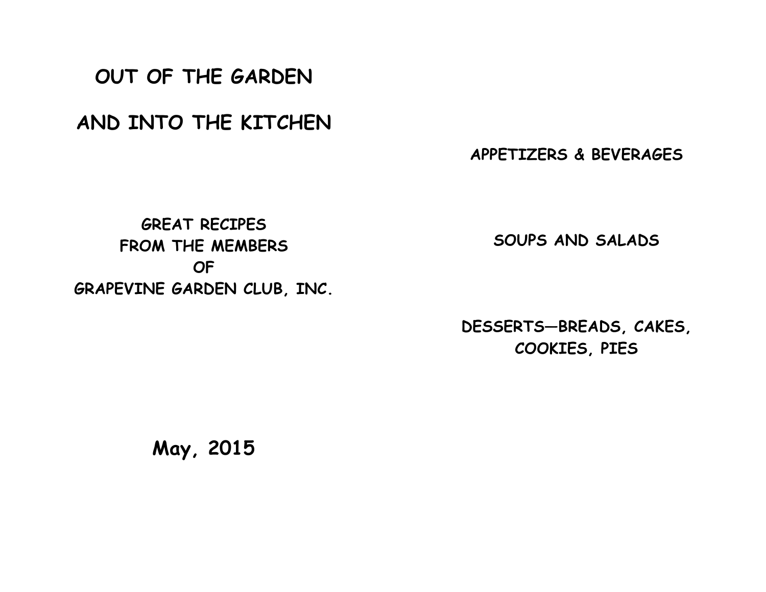# OUT OF THE GARDEN

# AND INTO THE KITCHEN

**GREAT RECIPES**
**FROM THE MEMBERS**
**OF**
**GRAPEVINE GARDEN CLUB, INC.**

**May, 2015**

**APPETIZERS & BEVERAGES**

**SOUPS AND SALADS**

**DESSERTS—BREADS, CAKES, COOKIES, PIES**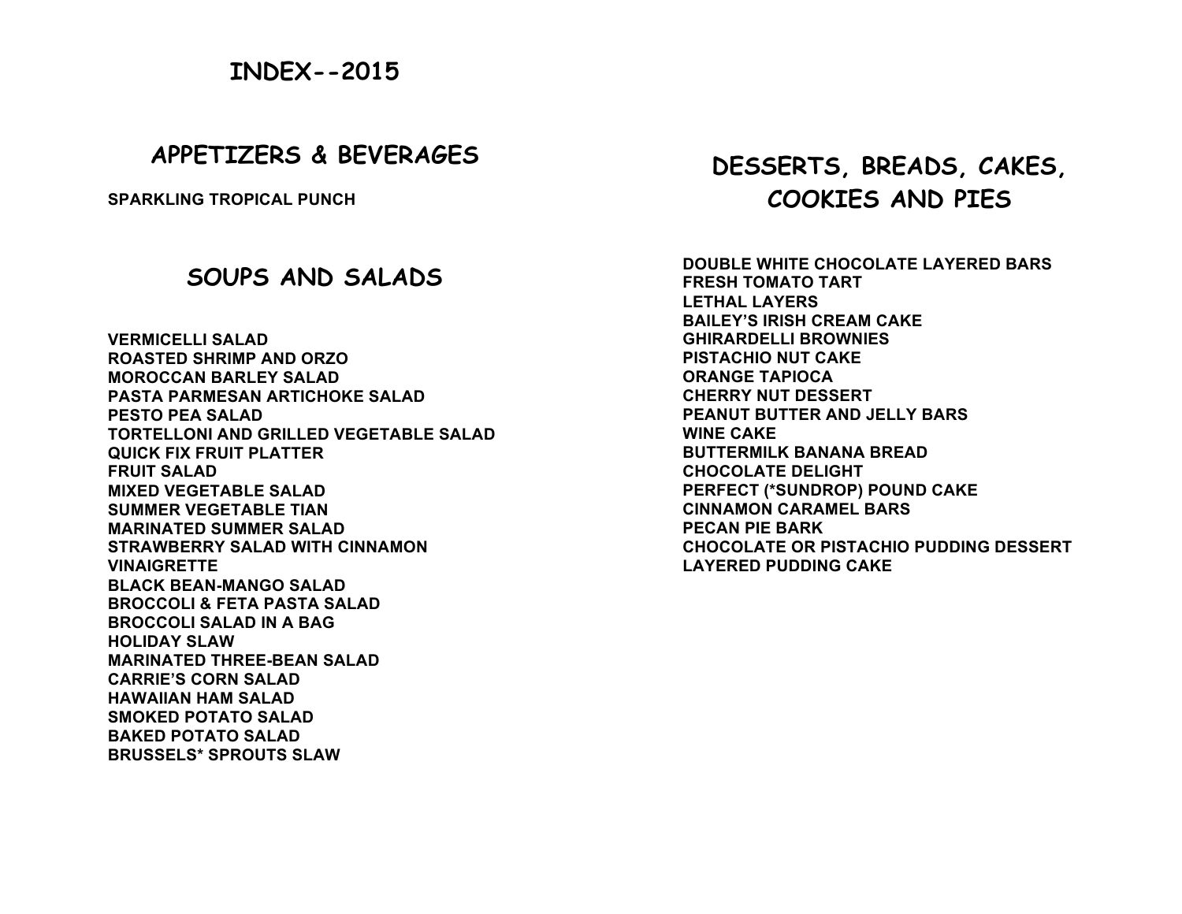# INDEX--2015

## APPETIZERS & BEVERAGES

SPARKLING TROPICAL PUNCH

## SOUPS AND SALADS

VERMICELLI SALAD
ROASTED SHRIMP AND ORZO
MOROCCAN BARLEY SALAD
PASTA PARMESAN ARTICHOKE SALAD
PESTO PEA SALAD
TORTELLONI AND GRILLED VEGETABLE SALAD
QUICK FIX FRUIT PLATTER
FRUIT SALAD
MIXED VEGETABLE SALAD
SUMMER VEGETABLE TIAN
MARINATED SUMMER SALAD
STRAWBERRY SALAD WITH CINNAMON VINAIGRETTE
BLACK BEAN-MANGO SALAD
BROCCOLI & FETA PASTA SALAD
BROCCOLI SALAD IN A BAG
HOLIDAY SLAW
MARINATED THREE-BEAN SALAD
CARRIE'S CORN SALAD
HAWAIIAN HAM SALAD
SMOKED POTATO SALAD
BAKED POTATO SALAD
BRUSSELS* SPROUTS SLAW

## DESSERTS, BREADS, CAKES, COOKIES AND PIES

DOUBLE WHITE CHOCOLATE LAYERED BARS
FRESH TOMATO TART
LETHAL LAYERS
BAILEY'S IRISH CREAM CAKE
GHIRARDELLI BROWNIES
PISTACHIO NUT CAKE
ORANGE TAPIOCA
CHERRY NUT DESSERT
PEANUT BUTTER AND JELLY BARS
WINE CAKE
BUTTERMILK BANANA BREAD
CHOCOLATE DELIGHT
PERFECT (*SUNDROP) POUND CAKE
CINNAMON CARAMEL BARS
PECAN PIE BARK
CHOCOLATE OR PISTACHIO PUDDING DESSERT
LAYERED PUDDING CAKE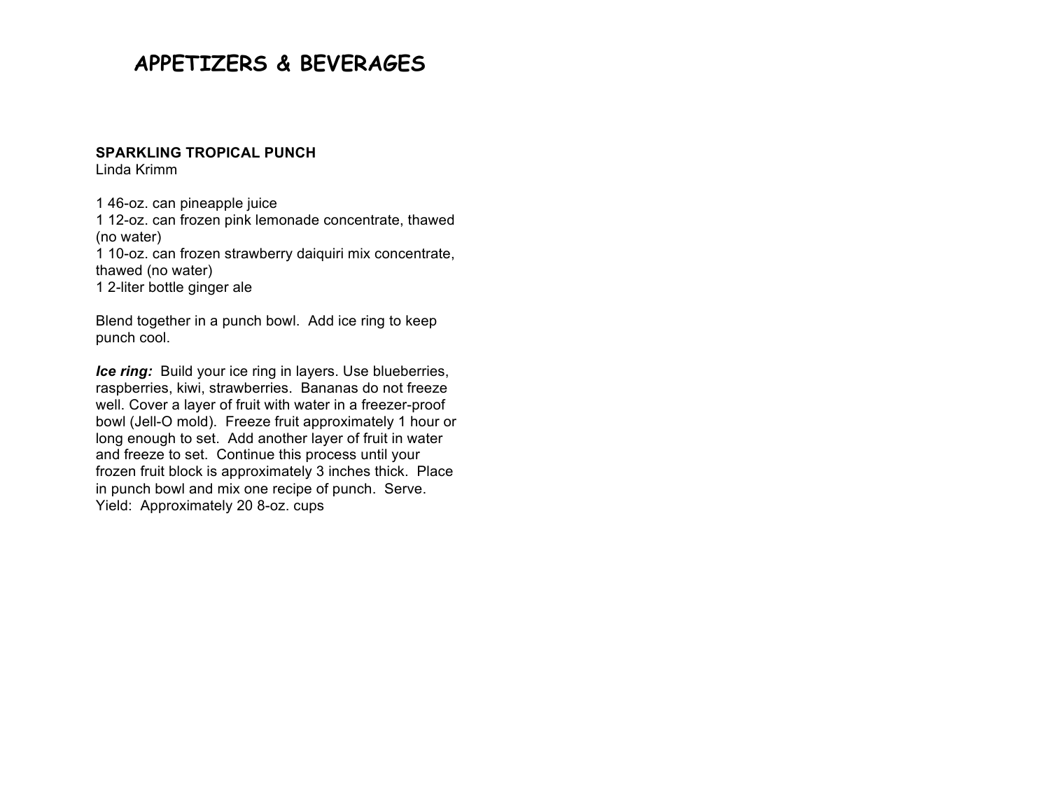# APPETIZERS & BEVERAGES

**SPARKLING TROPICAL PUNCH**
Linda Krimm

1 46-oz. can pineapple juice
1 12-oz. can frozen pink lemonade concentrate, thawed (no water)
1 10-oz. can frozen strawberry daiquiri mix concentrate, thawed (no water)
1 2-liter bottle ginger ale

Blend together in a punch bowl. Add ice ring to keep punch cool.

***Ice ring:*** Build your ice ring in layers. Use blueberries, raspberries, kiwi, strawberries. Bananas do not freeze well. Cover a layer of fruit with water in a freezer-proof bowl (Jell-O mold). Freeze fruit approximately 1 hour or long enough to set. Add another layer of fruit in water and freeze to set. Continue this process until your frozen fruit block is approximately 3 inches thick. Place in punch bowl and mix one recipe of punch. Serve.
Yield: Approximately 20 8-oz. cups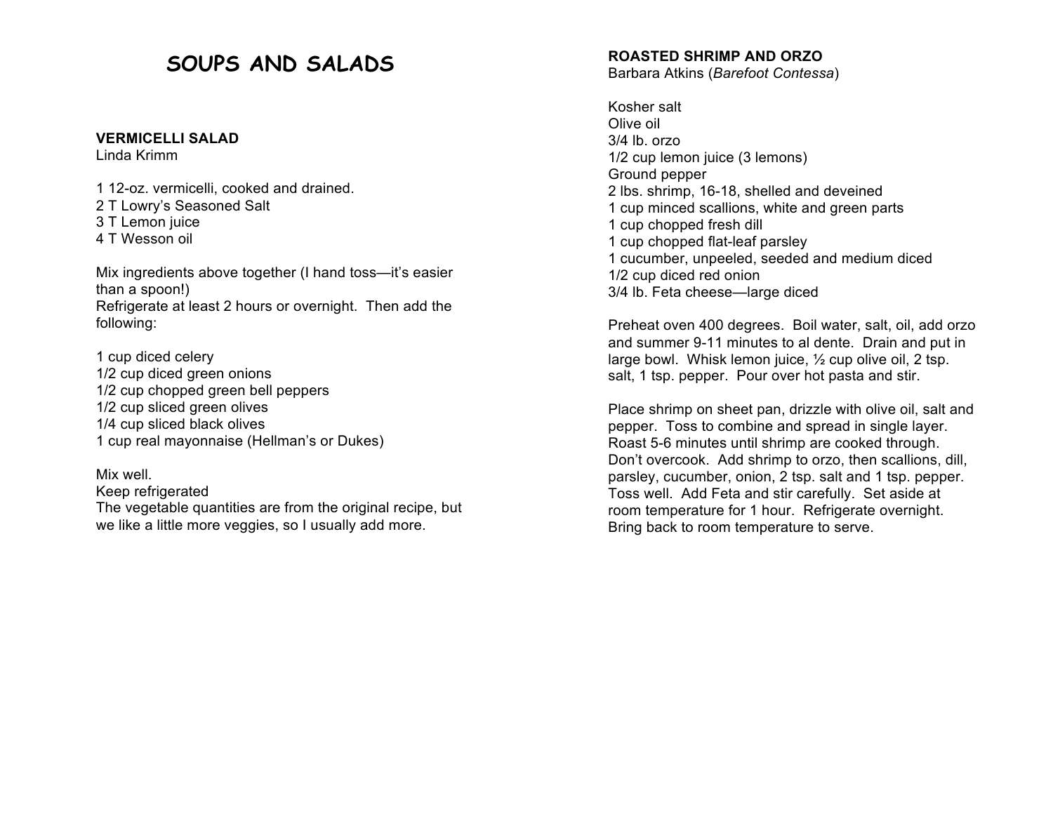# SOUPS AND SALADS

**VERMICELLI SALAD**
Linda Krimm

1 12-oz. vermicelli, cooked and drained.
2 T Lowry's Seasoned Salt
3 T Lemon juice
4 T Wesson oil

Mix ingredients above together (I hand toss—it's easier than a spoon!)
Refrigerate at least 2 hours or overnight. Then add the following:

1 cup diced celery
1/2 cup diced green onions
1/2 cup chopped green bell peppers
1/2 cup sliced green olives
1/4 cup sliced black olives
1 cup real mayonnaise (Hellman's or Dukes)

Mix well.
Keep refrigerated
The vegetable quantities are from the original recipe, but we like a little more veggies, so I usually add more.

**ROASTED SHRIMP AND ORZO**
Barbara Atkins (*Barefoot Contessa*)

Kosher salt
Olive oil
3/4 lb. orzo
1/2 cup lemon juice (3 lemons)
Ground pepper
2 lbs. shrimp, 16-18, shelled and deveined
1 cup minced scallions, white and green parts
1 cup chopped fresh dill
1 cup chopped flat-leaf parsley
1 cucumber, unpeeled, seeded and medium diced
1/2 cup diced red onion
3/4 lb. Feta cheese—large diced

Preheat oven 400 degrees. Boil water, salt, oil, add orzo and summer 9-11 minutes to al dente. Drain and put in large bowl. Whisk lemon juice, ½ cup olive oil, 2 tsp. salt, 1 tsp. pepper. Pour over hot pasta and stir.

Place shrimp on sheet pan, drizzle with olive oil, salt and pepper. Toss to combine and spread in single layer. Roast 5-6 minutes until shrimp are cooked through. Don't overcook. Add shrimp to orzo, then scallions, dill, parsley, cucumber, onion, 2 tsp. salt and 1 tsp. pepper. Toss well. Add Feta and stir carefully. Set aside at room temperature for 1 hour. Refrigerate overnight. Bring back to room temperature to serve.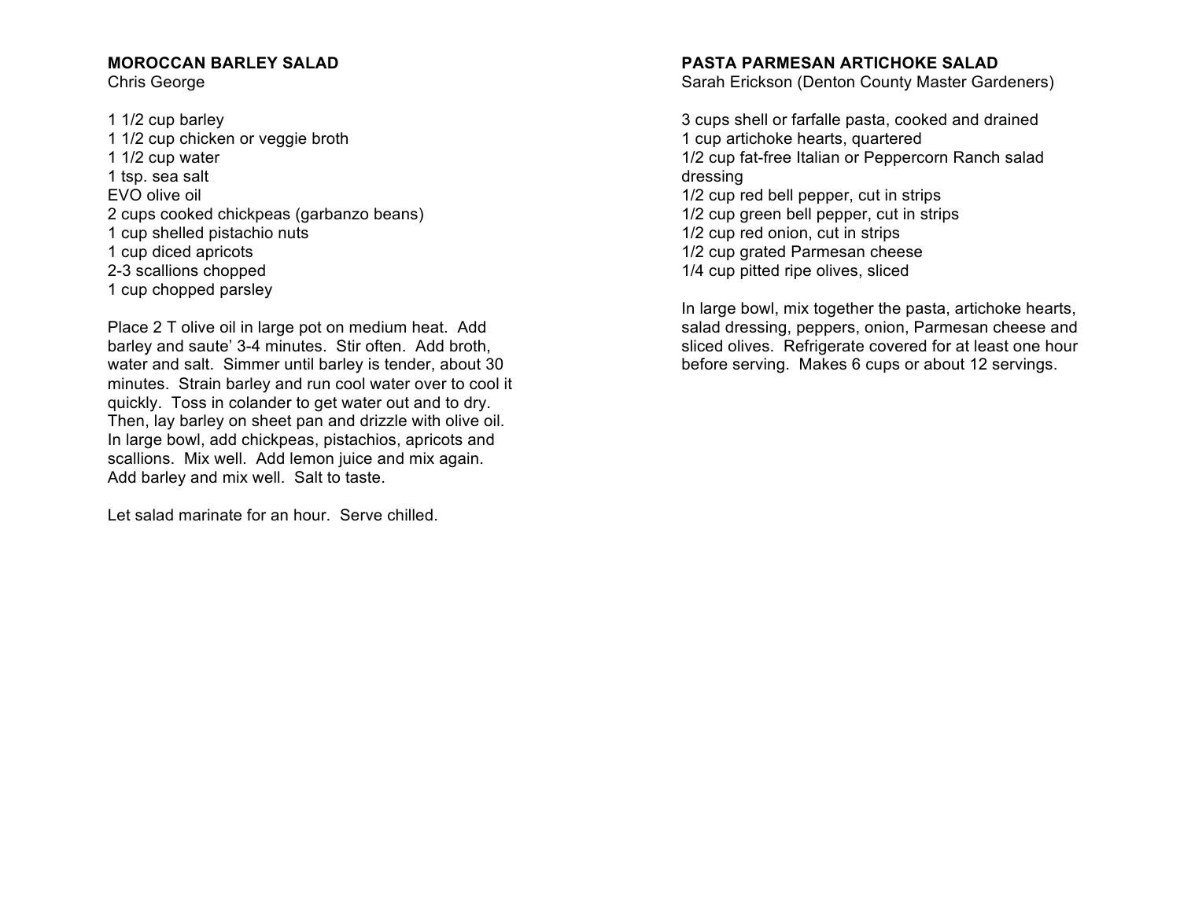## MOROCCAN BARLEY SALAD

Chris George

1 1/2 cup barley
1 1/2 cup chicken or veggie broth
1 1/2 cup water
1 tsp. sea salt
EVO olive oil
2 cups cooked chickpeas (garbanzo beans)
1 cup shelled pistachio nuts
1 cup diced apricots
2-3 scallions chopped
1 cup chopped parsley

Place 2 T olive oil in large pot on medium heat. Add barley and saute' 3-4 minutes. Stir often. Add broth, water and salt. Simmer until barley is tender, about 30 minutes. Strain barley and run cool water over to cool it quickly. Toss in colander to get water out and to dry. Then, lay barley on sheet pan and drizzle with olive oil. In large bowl, add chickpeas, pistachios, apricots and scallions. Mix well. Add lemon juice and mix again. Add barley and mix well. Salt to taste.

Let salad marinate for an hour. Serve chilled.

## PASTA PARMESAN ARTICHOKE SALAD

Sarah Erickson (Denton County Master Gardeners)

3 cups shell or farfalle pasta, cooked and drained
1 cup artichoke hearts, quartered
1/2 cup fat-free Italian or Peppercorn Ranch salad dressing
1/2 cup red bell pepper, cut in strips
1/2 cup green bell pepper, cut in strips
1/2 cup red onion, cut in strips
1/2 cup grated Parmesan cheese
1/4 cup pitted ripe olives, sliced

In large bowl, mix together the pasta, artichoke hearts, salad dressing, peppers, onion, Parmesan cheese and sliced olives. Refrigerate covered for at least one hour before serving. Makes 6 cups or about 12 servings.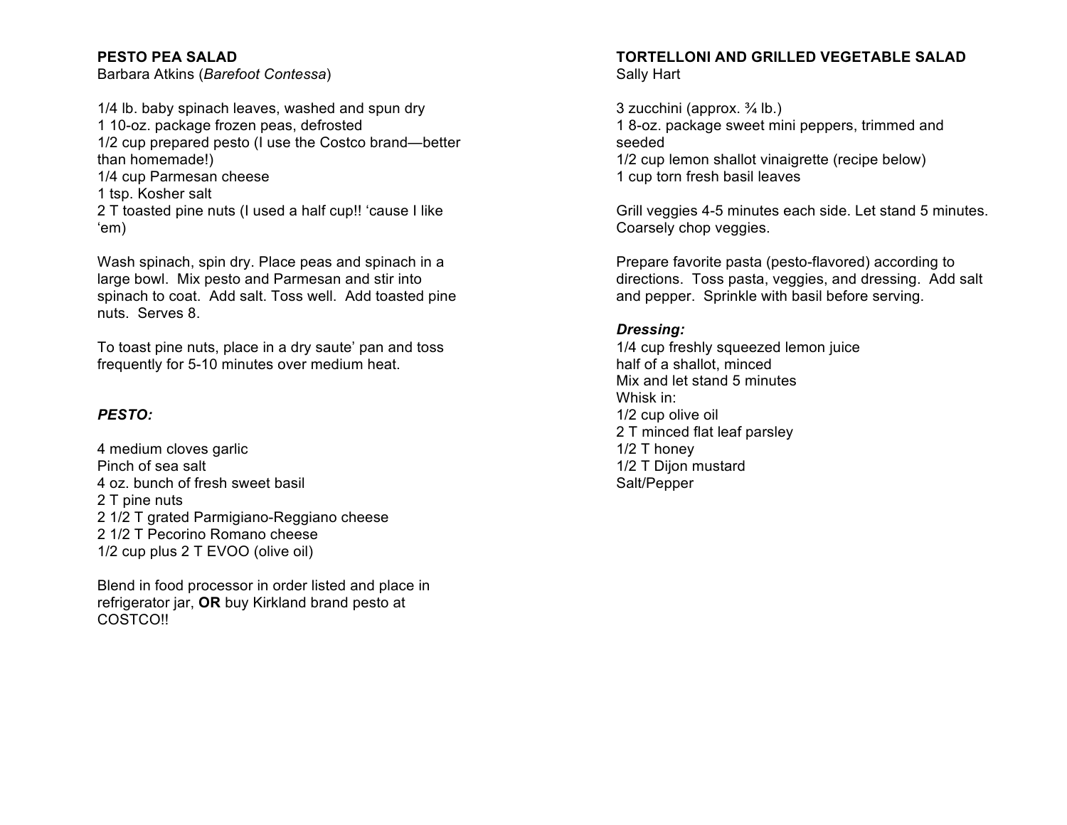**PESTO PEA SALAD**
Barbara Atkins (*Barefoot Contessa*)

1/4 lb. baby spinach leaves, washed and spun dry
1 10-oz. package frozen peas, defrosted
1/2 cup prepared pesto (I use the Costco brand—better than homemade!)
1/4 cup Parmesan cheese
1 tsp. Kosher salt
2 T toasted pine nuts (I used a half cup!! 'cause I like 'em)

Wash spinach, spin dry. Place peas and spinach in a large bowl. Mix pesto and Parmesan and stir into spinach to coat. Add salt. Toss well. Add toasted pine nuts. Serves 8.

To toast pine nuts, place in a dry saute' pan and toss frequently for 5-10 minutes over medium heat.

***PESTO:***

4 medium cloves garlic
Pinch of sea salt
4 oz. bunch of fresh sweet basil
2 T pine nuts
2 1/2 T grated Parmigiano-Reggiano cheese
2 1/2 T Pecorino Romano cheese
1/2 cup plus 2 T EVOO (olive oil)

Blend in food processor in order listed and place in refrigerator jar, **OR** buy Kirkland brand pesto at COSTCO!!

**TORTELLONI AND GRILLED VEGETABLE SALAD**
Sally Hart

3 zucchini (approx. ¾ lb.)
1 8-oz. package sweet mini peppers, trimmed and seeded
1/2 cup lemon shallot vinaigrette (recipe below)
1 cup torn fresh basil leaves

Grill veggies 4-5 minutes each side. Let stand 5 minutes. Coarsely chop veggies.

Prepare favorite pasta (pesto-flavored) according to directions. Toss pasta, veggies, and dressing. Add salt and pepper. Sprinkle with basil before serving.

***Dressing:***
1/4 cup freshly squeezed lemon juice
half of a shallot, minced
Mix and let stand 5 minutes
Whisk in:
1/2 cup olive oil
2 T minced flat leaf parsley
1/2 T honey
1/2 T Dijon mustard
Salt/Pepper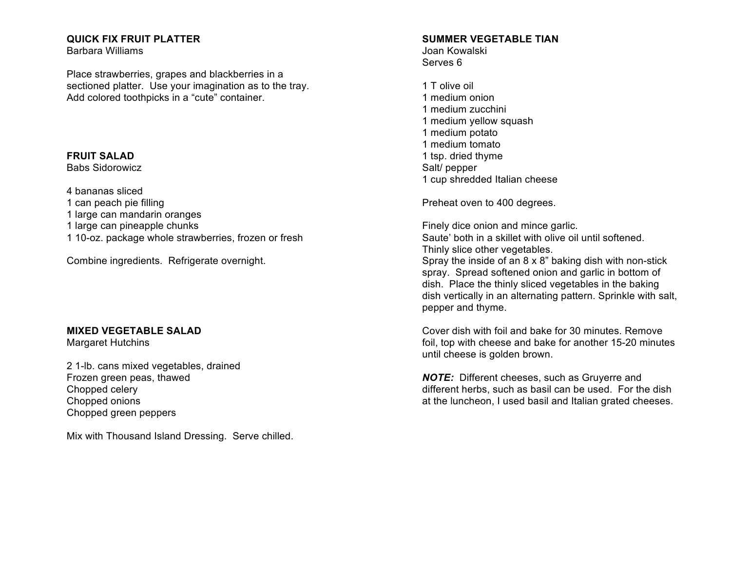## QUICK FIX FRUIT PLATTER

Barbara Williams

Place strawberries, grapes and blackberries in a sectioned platter. Use your imagination as to the tray. Add colored toothpicks in a "cute" container.

## FRUIT SALAD

Babs Sidorowicz

4 bananas sliced
1 can peach pie filling
1 large can mandarin oranges
1 large can pineapple chunks
1 10-oz. package whole strawberries, frozen or fresh

Combine ingredients. Refrigerate overnight.

## MIXED VEGETABLE SALAD

Margaret Hutchins

2 1-lb. cans mixed vegetables, drained
Frozen green peas, thawed
Chopped celery
Chopped onions
Chopped green peppers

Mix with Thousand Island Dressing. Serve chilled.

## SUMMER VEGETABLE TIAN

Joan Kowalski
Serves 6

1 T olive oil
1 medium onion
1 medium zucchini
1 medium yellow squash
1 medium potato
1 medium tomato
1 tsp. dried thyme
Salt/ pepper
1 cup shredded Italian cheese

Preheat oven to 400 degrees.

Finely dice onion and mince garlic.
Saute' both in a skillet with olive oil until softened.
Thinly slice other vegetables.
Spray the inside of an 8 x 8" baking dish with non-stick spray. Spread softened onion and garlic in bottom of dish. Place the thinly sliced vegetables in the baking dish vertically in an alternating pattern. Sprinkle with salt, pepper and thyme.

Cover dish with foil and bake for 30 minutes. Remove foil, top with cheese and bake for another 15-20 minutes until cheese is golden brown.

***NOTE:*** Different cheeses, such as Gruyerre and different herbs, such as basil can be used. For the dish at the luncheon, I used basil and Italian grated cheeses.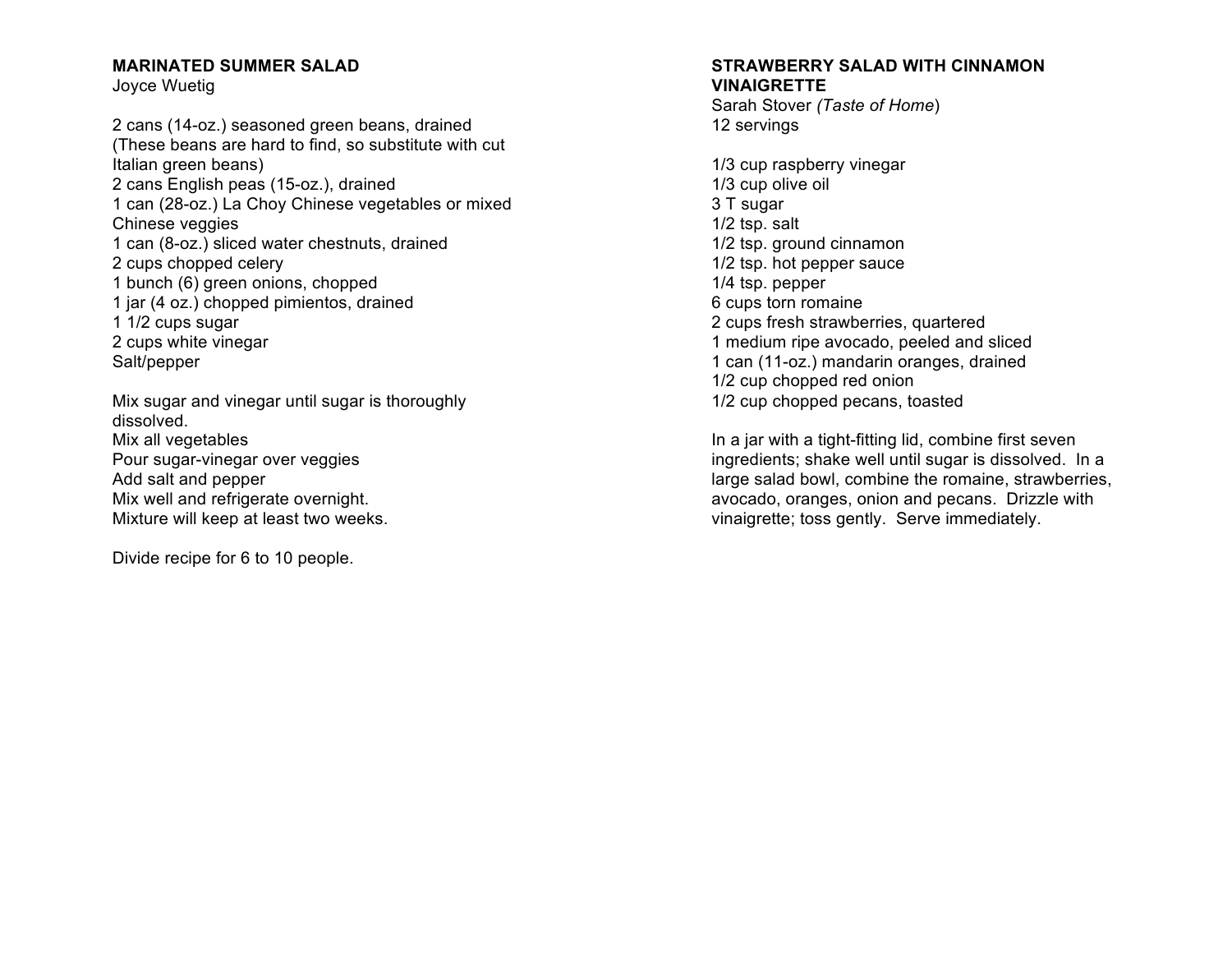## MARINATED SUMMER SALAD

Joyce Wuetig

2 cans (14-oz.) seasoned green beans, drained (These beans are hard to find, so substitute with cut Italian green beans)
2 cans English peas (15-oz.), drained
1 can (28-oz.) La Choy Chinese vegetables or mixed Chinese veggies
1 can (8-oz.) sliced water chestnuts, drained
2 cups chopped celery
1 bunch (6) green onions, chopped
1 jar (4 oz.) chopped pimientos, drained
1 1/2 cups sugar
2 cups white vinegar
Salt/pepper

Mix sugar and vinegar until sugar is thoroughly dissolved.
Mix all vegetables
Pour sugar-vinegar over veggies
Add salt and pepper
Mix well and refrigerate overnight.
Mixture will keep at least two weeks.

Divide recipe for 6 to 10 people.

## STRAWBERRY SALAD WITH CINNAMON VINAIGRETTE

Sarah Stover *(Taste of Home*)
12 servings

1/3 cup raspberry vinegar
1/3 cup olive oil
3 T sugar
1/2 tsp. salt
1/2 tsp. ground cinnamon
1/2 tsp. hot pepper sauce
1/4 tsp. pepper
6 cups torn romaine
2 cups fresh strawberries, quartered
1 medium ripe avocado, peeled and sliced
1 can (11-oz.) mandarin oranges, drained
1/2 cup chopped red onion
1/2 cup chopped pecans, toasted

In a jar with a tight-fitting lid, combine first seven ingredients; shake well until sugar is dissolved. In a large salad bowl, combine the romaine, strawberries, avocado, oranges, onion and pecans. Drizzle with vinaigrette; toss gently. Serve immediately.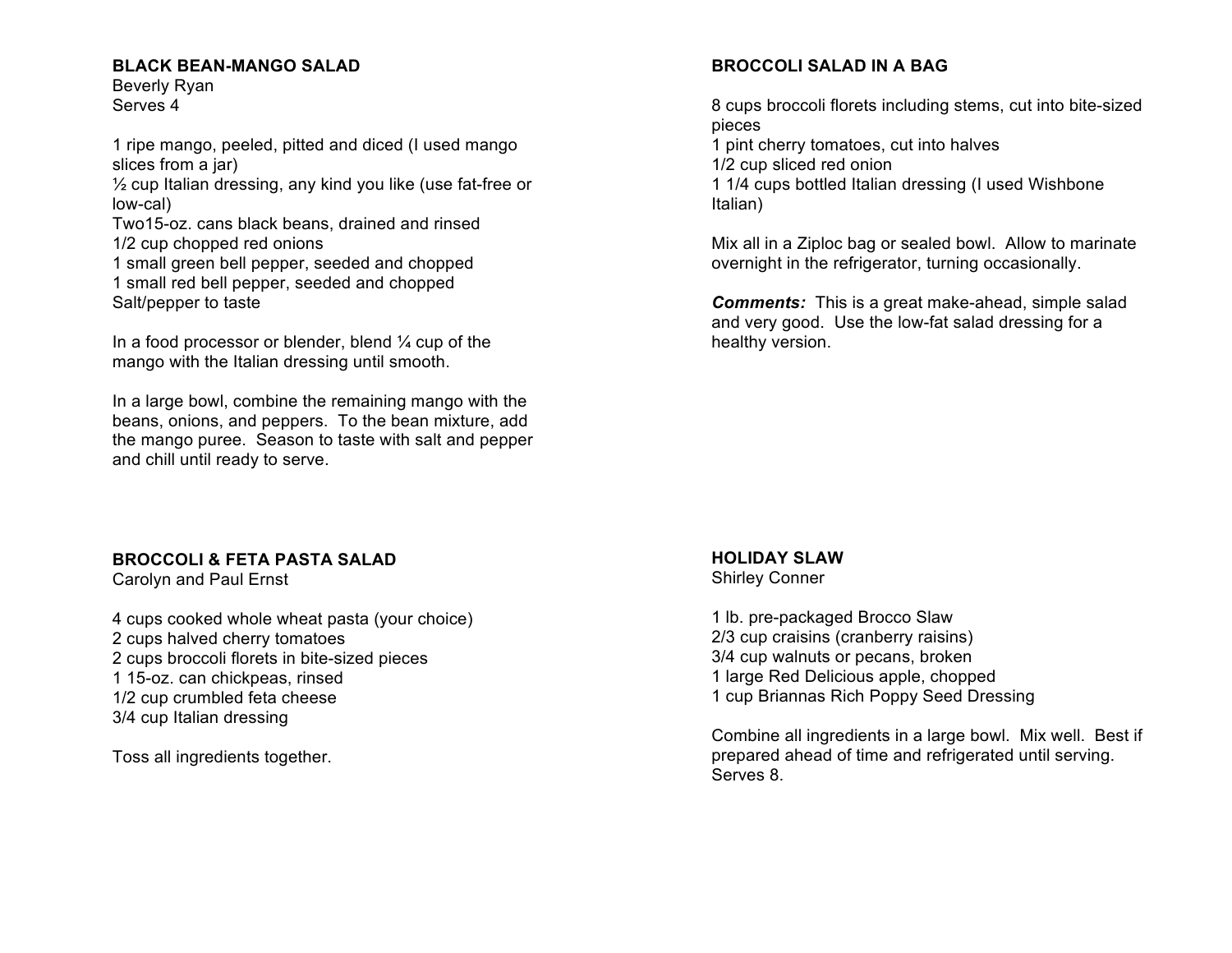## BLACK BEAN-MANGO SALAD

Beverly Ryan
Serves 4

1 ripe mango, peeled, pitted and diced (I used mango slices from a jar)
½ cup Italian dressing, any kind you like (use fat-free or low-cal)
Two15-oz. cans black beans, drained and rinsed
1/2 cup chopped red onions
1 small green bell pepper, seeded and chopped
1 small red bell pepper, seeded and chopped
Salt/pepper to taste

In a food processor or blender, blend ¼ cup of the mango with the Italian dressing until smooth.

In a large bowl, combine the remaining mango with the beans, onions, and peppers. To the bean mixture, add the mango puree. Season to taste with salt and pepper and chill until ready to serve.

## BROCCOLI & FETA PASTA SALAD

Carolyn and Paul Ernst

4 cups cooked whole wheat pasta (your choice)
2 cups halved cherry tomatoes
2 cups broccoli florets in bite-sized pieces
1 15-oz. can chickpeas, rinsed
1/2 cup crumbled feta cheese
3/4 cup Italian dressing

Toss all ingredients together.

## BROCCOLI SALAD IN A BAG

8 cups broccoli florets including stems, cut into bite-sized pieces
1 pint cherry tomatoes, cut into halves
1/2 cup sliced red onion
1 1/4 cups bottled Italian dressing (I used Wishbone Italian)

Mix all in a Ziploc bag or sealed bowl. Allow to marinate overnight in the refrigerator, turning occasionally.

***Comments:*** This is a great make-ahead, simple salad and very good. Use the low-fat salad dressing for a healthy version.

## HOLIDAY SLAW

Shirley Conner

1 lb. pre-packaged Brocco Slaw
2/3 cup craisins (cranberry raisins)
3/4 cup walnuts or pecans, broken
1 large Red Delicious apple, chopped
1 cup Briannas Rich Poppy Seed Dressing

Combine all ingredients in a large bowl. Mix well. Best if prepared ahead of time and refrigerated until serving. Serves 8.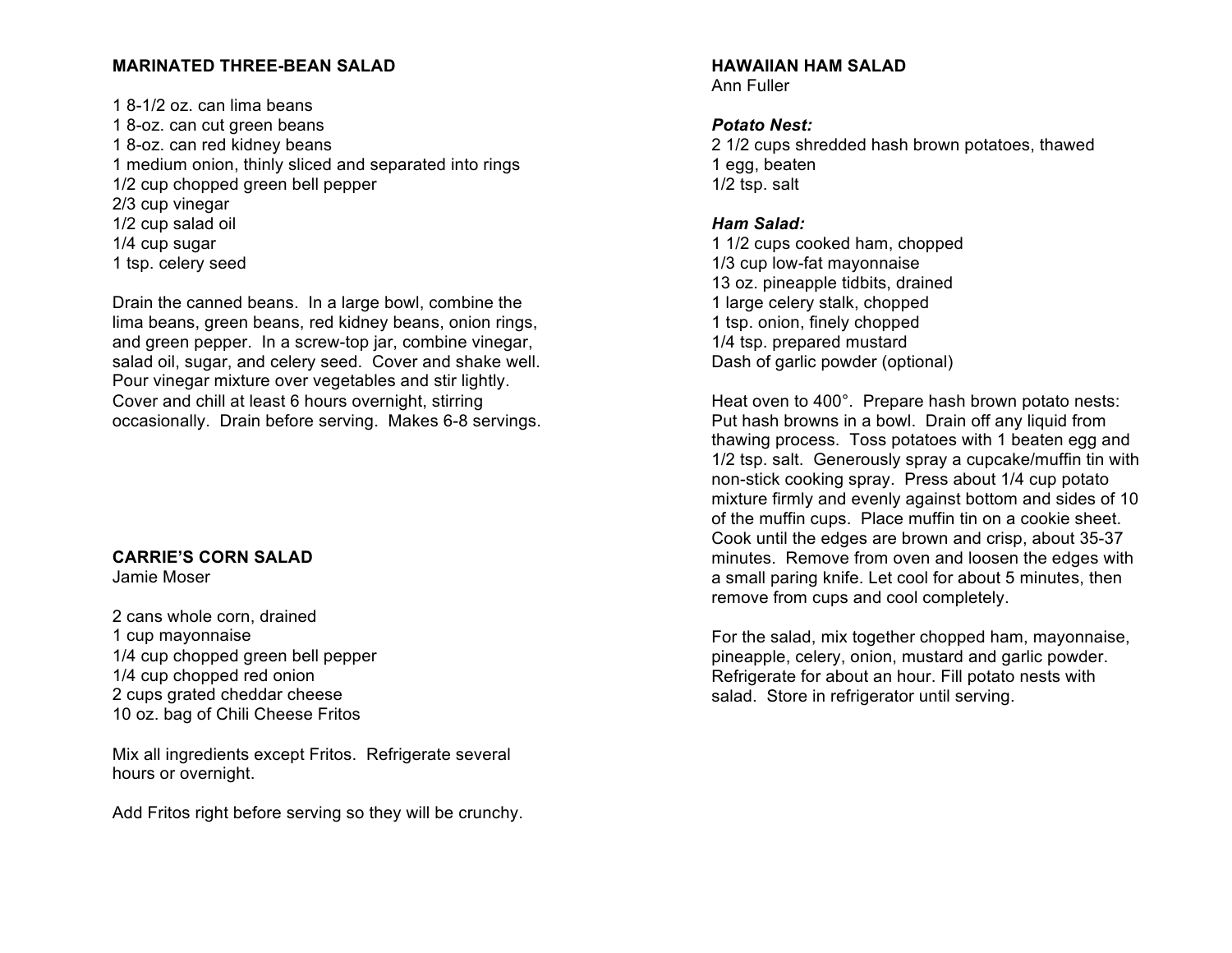## MARINATED THREE-BEAN SALAD

1 8-1/2 oz. can lima beans
1 8-oz. can cut green beans
1 8-oz. can red kidney beans
1 medium onion, thinly sliced and separated into rings
1/2 cup chopped green bell pepper
2/3 cup vinegar
1/2 cup salad oil
1/4 cup sugar
1 tsp. celery seed

Drain the canned beans. In a large bowl, combine the lima beans, green beans, red kidney beans, onion rings, and green pepper. In a screw-top jar, combine vinegar, salad oil, sugar, and celery seed. Cover and shake well. Pour vinegar mixture over vegetables and stir lightly. Cover and chill at least 6 hours overnight, stirring occasionally. Drain before serving. Makes 6-8 servings.

## CARRIE'S CORN SALAD

Jamie Moser

2 cans whole corn, drained
1 cup mayonnaise
1/4 cup chopped green bell pepper
1/4 cup chopped red onion
2 cups grated cheddar cheese
10 oz. bag of Chili Cheese Fritos

Mix all ingredients except Fritos. Refrigerate several hours or overnight.

Add Fritos right before serving so they will be crunchy.

## HAWAIIAN HAM SALAD

Ann Fuller

***Potato Nest:***

2 1/2 cups shredded hash brown potatoes, thawed
1 egg, beaten
1/2 tsp. salt

***Ham Salad:***

1 1/2 cups cooked ham, chopped
1/3 cup low-fat mayonnaise
13 oz. pineapple tidbits, drained
1 large celery stalk, chopped
1 tsp. onion, finely chopped
1/4 tsp. prepared mustard
Dash of garlic powder (optional)

Heat oven to 400°. Prepare hash brown potato nests: Put hash browns in a bowl. Drain off any liquid from thawing process. Toss potatoes with 1 beaten egg and 1/2 tsp. salt. Generously spray a cupcake/muffin tin with non-stick cooking spray. Press about 1/4 cup potato mixture firmly and evenly against bottom and sides of 10 of the muffin cups. Place muffin tin on a cookie sheet. Cook until the edges are brown and crisp, about 35-37 minutes. Remove from oven and loosen the edges with a small paring knife. Let cool for about 5 minutes, then remove from cups and cool completely.

For the salad, mix together chopped ham, mayonnaise, pineapple, celery, onion, mustard and garlic powder. Refrigerate for about an hour. Fill potato nests with salad. Store in refrigerator until serving.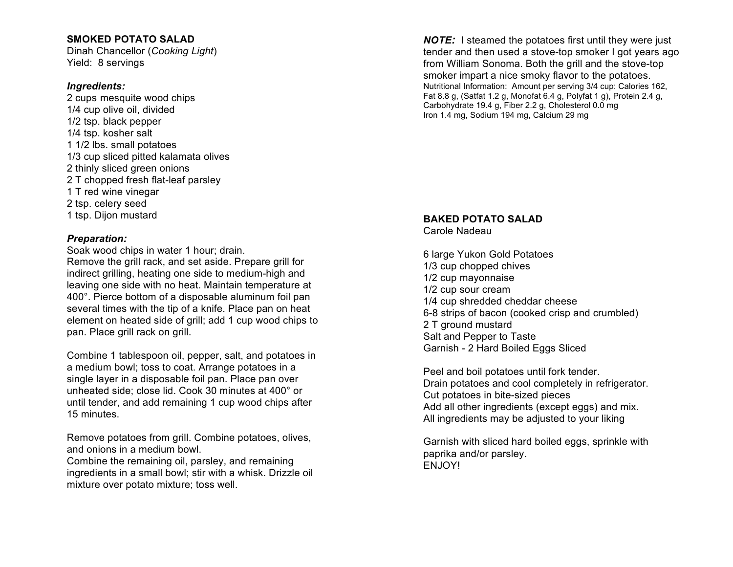## SMOKED POTATO SALAD

Dinah Chancellor (*Cooking Light*)
Yield: 8 servings

***Ingredients:***

2 cups mesquite wood chips
1/4 cup olive oil, divided
1/2 tsp. black pepper
1/4 tsp. kosher salt
1 1/2 lbs. small potatoes
1/3 cup sliced pitted kalamata olives
2 thinly sliced green onions
2 T chopped fresh flat-leaf parsley
1 T red wine vinegar
2 tsp. celery seed
1 tsp. Dijon mustard

***Preparation:***

Soak wood chips in water 1 hour; drain.
Remove the grill rack, and set aside. Prepare grill for indirect grilling, heating one side to medium-high and leaving one side with no heat. Maintain temperature at 400°. Pierce bottom of a disposable aluminum foil pan several times with the tip of a knife. Place pan on heat element on heated side of grill; add 1 cup wood chips to pan. Place grill rack on grill.

Combine 1 tablespoon oil, pepper, salt, and potatoes in a medium bowl; toss to coat. Arrange potatoes in a single layer in a disposable foil pan. Place pan over unheated side; close lid. Cook 30 minutes at 400° or until tender, and add remaining 1 cup wood chips after 15 minutes.

Remove potatoes from grill. Combine potatoes, olives, and onions in a medium bowl.
Combine the remaining oil, parsley, and remaining ingredients in a small bowl; stir with a whisk. Drizzle oil mixture over potato mixture; toss well.

***NOTE:*** I steamed the potatoes first until they were just tender and then used a stove-top smoker I got years ago from William Sonoma. Both the grill and the stove-top smoker impart a nice smoky flavor to the potatoes.
Nutritional Information: Amount per serving 3/4 cup: Calories 162, Fat 8.8 g, (Satfat 1.2 g, Monofat 6.4 g, Polyfat 1 g), Protein 2.4 g, Carbohydrate 19.4 g, Fiber 2.2 g, Cholesterol 0.0 mg
Iron 1.4 mg, Sodium 194 mg, Calcium 29 mg

## BAKED POTATO SALAD

Carole Nadeau

6 large Yukon Gold Potatoes
1/3 cup chopped chives
1/2 cup mayonnaise
1/2 cup sour cream
1/4 cup shredded cheddar cheese
6-8 strips of bacon (cooked crisp and crumbled)
2 T ground mustard
Salt and Pepper to Taste
Garnish - 2 Hard Boiled Eggs Sliced

Peel and boil potatoes until fork tender.
Drain potatoes and cool completely in refrigerator.
Cut potatoes in bite-sized pieces
Add all other ingredients (except eggs) and mix.
All ingredients may be adjusted to your liking

Garnish with sliced hard boiled eggs, sprinkle with paprika and/or parsley.
ENJOY!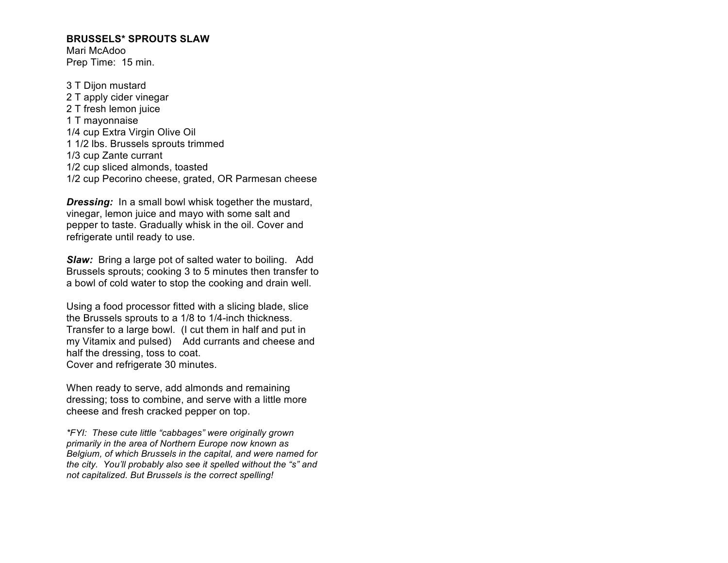## BRUSSELS* SPROUTS SLAW

Mari McAdoo
Prep Time: 15 min.

3 T Dijon mustard
2 T apply cider vinegar
2 T fresh lemon juice
1 T mayonnaise
1/4 cup Extra Virgin Olive Oil
1 1/2 lbs. Brussels sprouts trimmed
1/3 cup Zante currant
1/2 cup sliced almonds, toasted
1/2 cup Pecorino cheese, grated, OR Parmesan cheese

***Dressing:*** In a small bowl whisk together the mustard, vinegar, lemon juice and mayo with some salt and pepper to taste. Gradually whisk in the oil. Cover and refrigerate until ready to use.

***Slaw:*** Bring a large pot of salted water to boiling. Add Brussels sprouts; cooking 3 to 5 minutes then transfer to a bowl of cold water to stop the cooking and drain well.

Using a food processor fitted with a slicing blade, slice the Brussels sprouts to a 1/8 to 1/4-inch thickness. Transfer to a large bowl. (I cut them in half and put in my Vitamix and pulsed) Add currants and cheese and half the dressing, toss to coat.
Cover and refrigerate 30 minutes.

When ready to serve, add almonds and remaining dressing; toss to combine, and serve with a little more cheese and fresh cracked pepper on top.

*\*FYI: These cute little "cabbages" were originally grown primarily in the area of Northern Europe now known as Belgium, of which Brussels in the capital, and were named for the city. You'll probably also see it spelled without the "s" and not capitalized. But Brussels is the correct spelling!*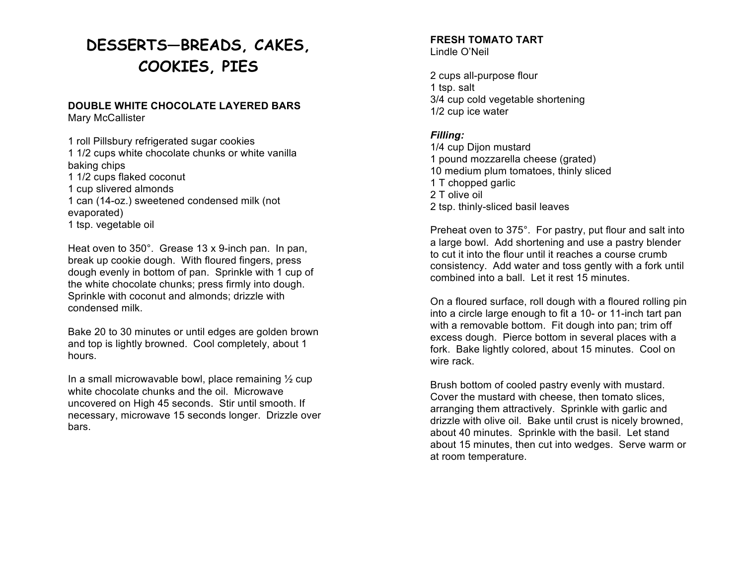# DESSERTS—BREADS, CAKES, COOKIES, PIES

### DOUBLE WHITE CHOCOLATE LAYERED BARS

Mary McCallister

1 roll Pillsbury refrigerated sugar cookies
1 1/2 cups white chocolate chunks or white vanilla baking chips
1 1/2 cups flaked coconut
1 cup slivered almonds
1 can (14-oz.) sweetened condensed milk (not evaporated)
1 tsp. vegetable oil

Heat oven to 350°. Grease 13 x 9-inch pan. In pan, break up cookie dough. With floured fingers, press dough evenly in bottom of pan. Sprinkle with 1 cup of the white chocolate chunks; press firmly into dough. Sprinkle with coconut and almonds; drizzle with condensed milk.

Bake 20 to 30 minutes or until edges are golden brown and top is lightly browned. Cool completely, about 1 hours.

In a small microwavable bowl, place remaining ½ cup white chocolate chunks and the oil. Microwave uncovered on High 45 seconds. Stir until smooth. If necessary, microwave 15 seconds longer. Drizzle over bars.

### FRESH TOMATO TART

Lindle O'Neil

2 cups all-purpose flour
1 tsp. salt
3/4 cup cold vegetable shortening
1/2 cup ice water

***Filling:***

1/4 cup Dijon mustard
1 pound mozzarella cheese (grated)
10 medium plum tomatoes, thinly sliced
1 T chopped garlic
2 T olive oil
2 tsp. thinly-sliced basil leaves

Preheat oven to 375°. For pastry, put flour and salt into a large bowl. Add shortening and use a pastry blender to cut it into the flour until it reaches a course crumb consistency. Add water and toss gently with a fork until combined into a ball. Let it rest 15 minutes.

On a floured surface, roll dough with a floured rolling pin into a circle large enough to fit a 10- or 11-inch tart pan with a removable bottom. Fit dough into pan; trim off excess dough. Pierce bottom in several places with a fork. Bake lightly colored, about 15 minutes. Cool on wire rack.

Brush bottom of cooled pastry evenly with mustard. Cover the mustard with cheese, then tomato slices, arranging them attractively. Sprinkle with garlic and drizzle with olive oil. Bake until crust is nicely browned, about 40 minutes. Sprinkle with the basil. Let stand about 15 minutes, then cut into wedges. Serve warm or at room temperature.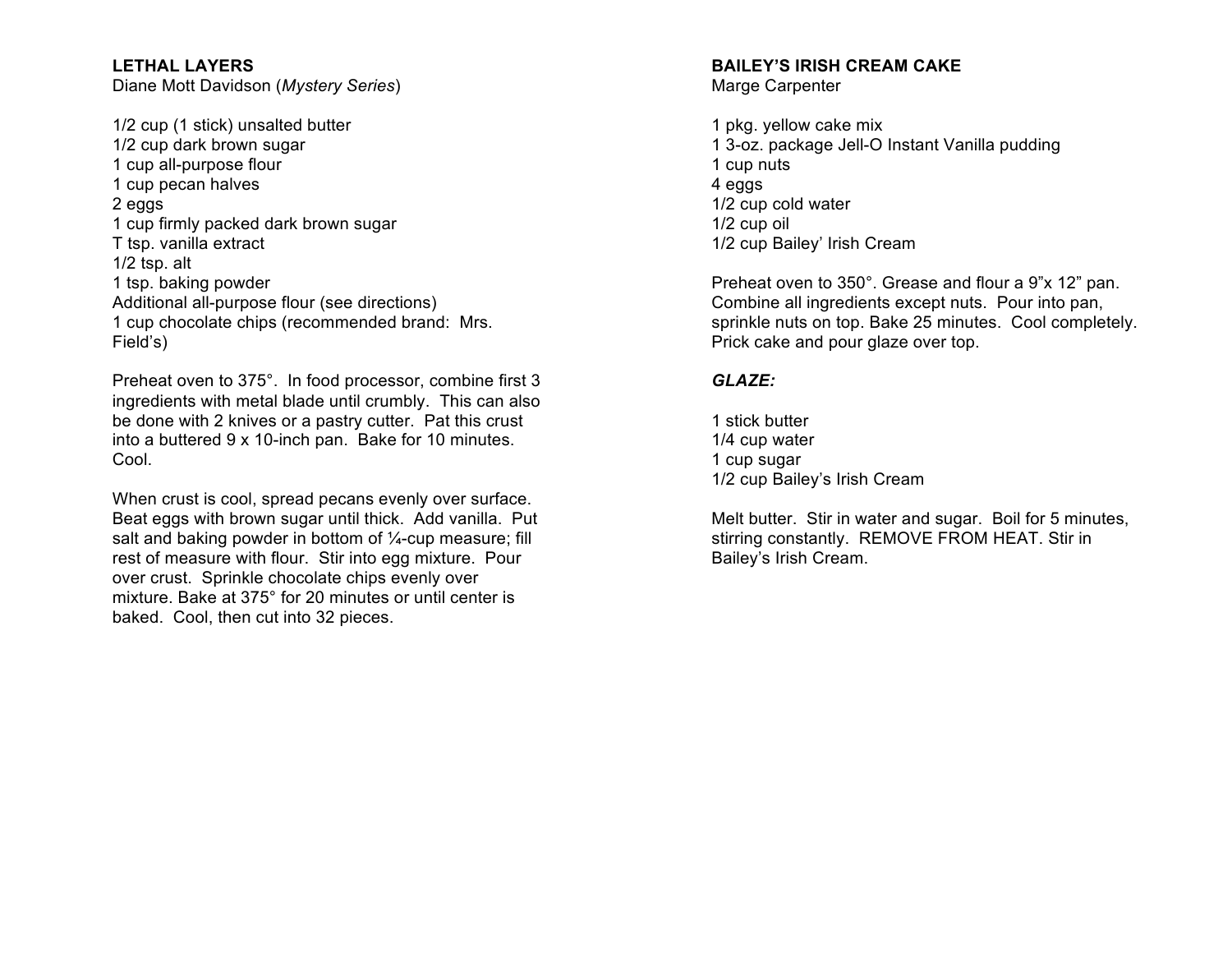**LETHAL LAYERS**
Diane Mott Davidson (*Mystery Series*)

1/2 cup (1 stick) unsalted butter
1/2 cup dark brown sugar
1 cup all-purpose flour
1 cup pecan halves
2 eggs
1 cup firmly packed dark brown sugar
T tsp. vanilla extract
1/2 tsp. alt
1 tsp. baking powder
Additional all-purpose flour (see directions)
1 cup chocolate chips (recommended brand: Mrs. Field's)

Preheat oven to 375°. In food processor, combine first 3 ingredients with metal blade until crumbly. This can also be done with 2 knives or a pastry cutter. Pat this crust into a buttered 9 x 10-inch pan. Bake for 10 minutes. Cool.

When crust is cool, spread pecans evenly over surface. Beat eggs with brown sugar until thick. Add vanilla. Put salt and baking powder in bottom of ¼-cup measure; fill rest of measure with flour. Stir into egg mixture. Pour over crust. Sprinkle chocolate chips evenly over mixture. Bake at 375° for 20 minutes or until center is baked. Cool, then cut into 32 pieces.

**BAILEY'S IRISH CREAM CAKE**
Marge Carpenter

1 pkg. yellow cake mix
1 3-oz. package Jell-O Instant Vanilla pudding
1 cup nuts
4 eggs
1/2 cup cold water
1/2 cup oil
1/2 cup Bailey' Irish Cream

Preheat oven to 350°. Grease and flour a 9"x 12" pan. Combine all ingredients except nuts. Pour into pan, sprinkle nuts on top. Bake 25 minutes. Cool completely. Prick cake and pour glaze over top.

***GLAZE:***

1 stick butter
1/4 cup water
1 cup sugar
1/2 cup Bailey's Irish Cream

Melt butter. Stir in water and sugar. Boil for 5 minutes, stirring constantly. REMOVE FROM HEAT. Stir in Bailey's Irish Cream.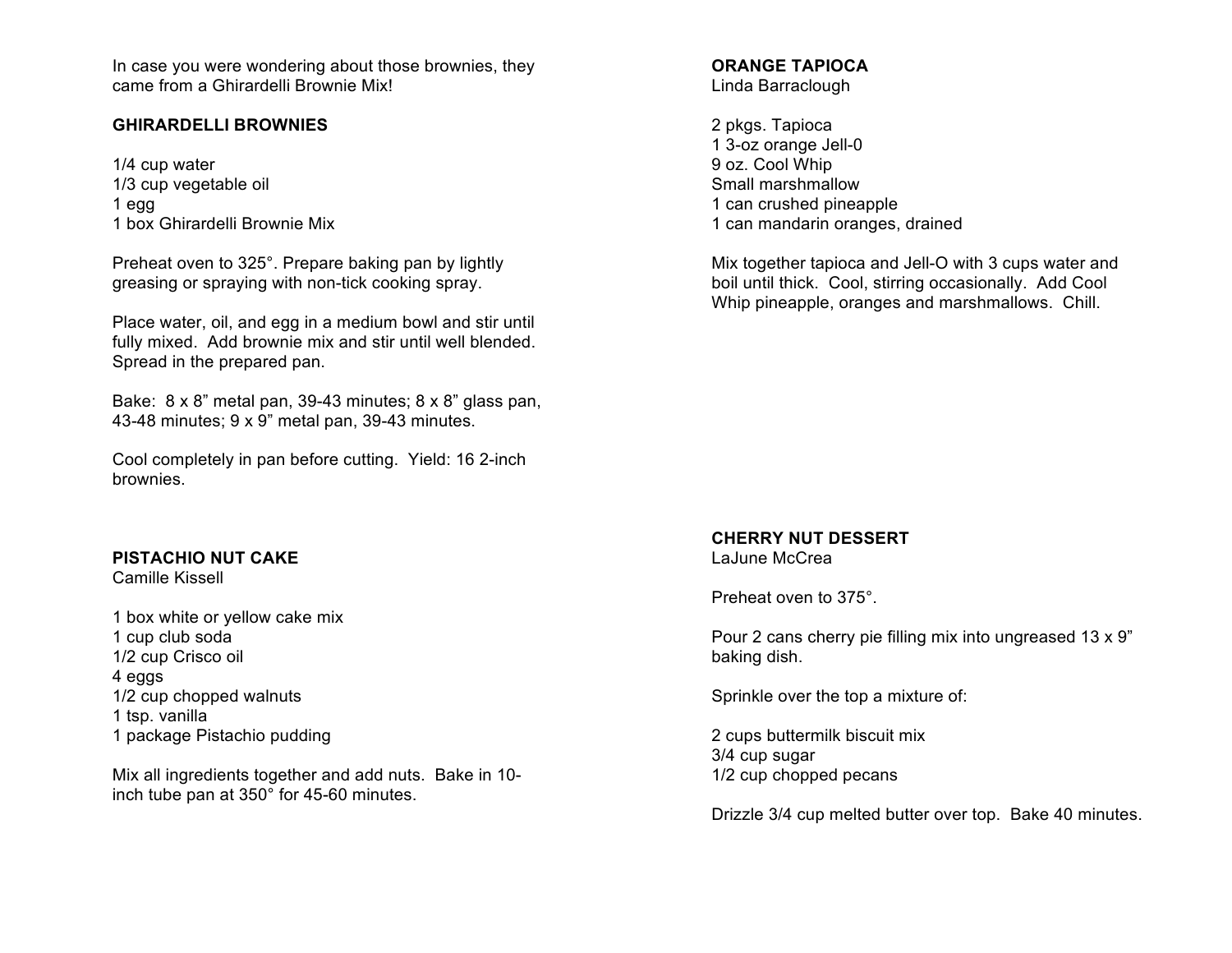In case you were wondering about those brownies, they came from a Ghirardelli Brownie Mix!

**GHIRARDELLI BROWNIES**

1/4 cup water
1/3 cup vegetable oil
1 egg
1 box Ghirardelli Brownie Mix

Preheat oven to 325°. Prepare baking pan by lightly greasing or spraying with non-tick cooking spray.

Place water, oil, and egg in a medium bowl and stir until fully mixed. Add brownie mix and stir until well blended. Spread in the prepared pan.

Bake: 8 x 8" metal pan, 39-43 minutes; 8 x 8" glass pan, 43-48 minutes; 9 x 9" metal pan, 39-43 minutes.

Cool completely in pan before cutting. Yield: 16 2-inch brownies.

**PISTACHIO NUT CAKE**
Camille Kissell

1 box white or yellow cake mix
1 cup club soda
1/2 cup Crisco oil
4 eggs
1/2 cup chopped walnuts
1 tsp. vanilla
1 package Pistachio pudding

Mix all ingredients together and add nuts. Bake in 10-inch tube pan at 350° for 45-60 minutes.

**ORANGE TAPIOCA**
Linda Barraclough

2 pkgs. Tapioca
1 3-oz orange Jell-0
9 oz. Cool Whip
Small marshmallow
1 can crushed pineapple
1 can mandarin oranges, drained

Mix together tapioca and Jell-O with 3 cups water and boil until thick. Cool, stirring occasionally. Add Cool Whip pineapple, oranges and marshmallows. Chill.

**CHERRY NUT DESSERT**
LaJune McCrea

Preheat oven to 375°.

Pour 2 cans cherry pie filling mix into ungreased 13 x 9" baking dish.

Sprinkle over the top a mixture of:

2 cups buttermilk biscuit mix
3/4 cup sugar
1/2 cup chopped pecans

Drizzle 3/4 cup melted butter over top. Bake 40 minutes.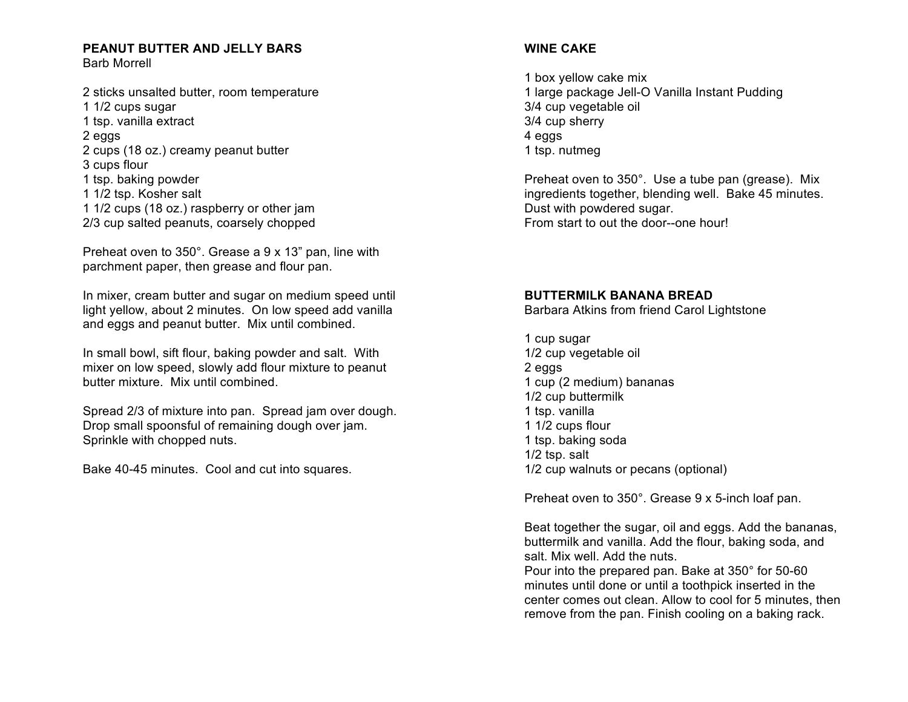## PEANUT BUTTER AND JELLY BARS

Barb Morrell

2 sticks unsalted butter, room temperature
1 1/2 cups sugar
1 tsp. vanilla extract
2 eggs
2 cups (18 oz.) creamy peanut butter
3 cups flour
1 tsp. baking powder
1 1/2 tsp. Kosher salt
1 1/2 cups (18 oz.) raspberry or other jam
2/3 cup salted peanuts, coarsely chopped

Preheat oven to 350°. Grease a 9 x 13" pan, line with parchment paper, then grease and flour pan.

In mixer, cream butter and sugar on medium speed until light yellow, about 2 minutes. On low speed add vanilla and eggs and peanut butter. Mix until combined.

In small bowl, sift flour, baking powder and salt. With mixer on low speed, slowly add flour mixture to peanut butter mixture. Mix until combined.

Spread 2/3 of mixture into pan. Spread jam over dough. Drop small spoonsful of remaining dough over jam. Sprinkle with chopped nuts.

Bake 40-45 minutes. Cool and cut into squares.

## WINE CAKE

1 box yellow cake mix
1 large package Jell-O Vanilla Instant Pudding
3/4 cup vegetable oil
3/4 cup sherry
4 eggs
1 tsp. nutmeg

Preheat oven to 350°. Use a tube pan (grease). Mix ingredients together, blending well. Bake 45 minutes. Dust with powdered sugar.
From start to out the door--one hour!

## BUTTERMILK BANANA BREAD

Barbara Atkins from friend Carol Lightstone

1 cup sugar
1/2 cup vegetable oil
2 eggs
1 cup (2 medium) bananas
1/2 cup buttermilk
1 tsp. vanilla
1 1/2 cups flour
1 tsp. baking soda
1/2 tsp. salt
1/2 cup walnuts or pecans (optional)

Preheat oven to 350°. Grease 9 x 5-inch loaf pan.

Beat together the sugar, oil and eggs. Add the bananas, buttermilk and vanilla. Add the flour, baking soda, and salt. Mix well. Add the nuts.
Pour into the prepared pan. Bake at 350° for 50-60 minutes until done or until a toothpick inserted in the center comes out clean. Allow to cool for 5 minutes, then remove from the pan. Finish cooling on a baking rack.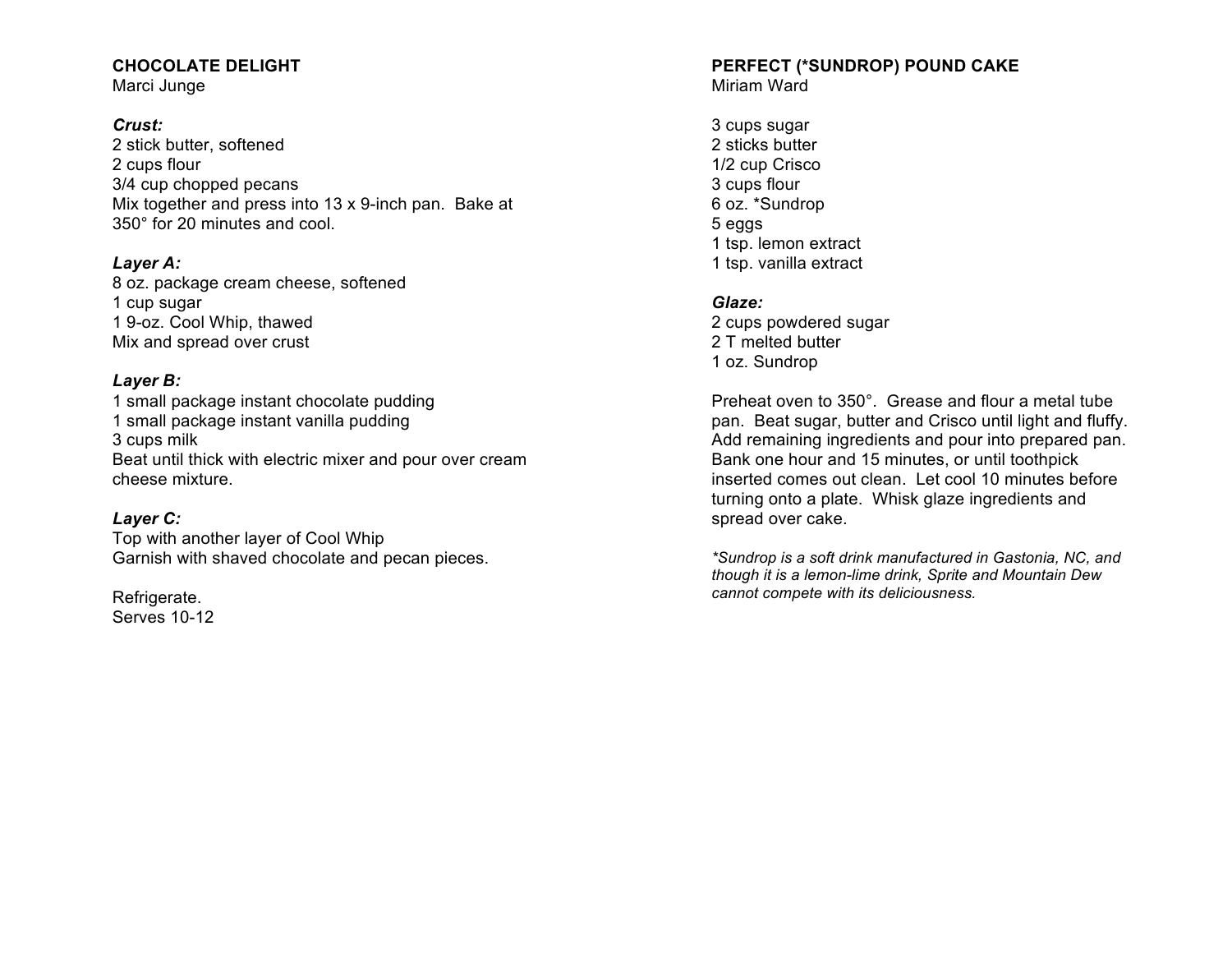## CHOCOLATE DELIGHT

Marci Junge

***Crust:***

2 stick butter, softened
2 cups flour
3/4 cup chopped pecans
Mix together and press into 13 x 9-inch pan. Bake at 350° for 20 minutes and cool.

***Layer A:***

8 oz. package cream cheese, softened
1 cup sugar
1 9-oz. Cool Whip, thawed
Mix and spread over crust

***Layer B:***

1 small package instant chocolate pudding
1 small package instant vanilla pudding
3 cups milk
Beat until thick with electric mixer and pour over cream cheese mixture.

***Layer C:***

Top with another layer of Cool Whip
Garnish with shaved chocolate and pecan pieces.

Refrigerate.
Serves 10-12

## PERFECT (*SUNDROP) POUND CAKE

Miriam Ward

3 cups sugar
2 sticks butter
1/2 cup Crisco
3 cups flour
6 oz. *Sundrop
5 eggs
1 tsp. lemon extract
1 tsp. vanilla extract

***Glaze:***

2 cups powdered sugar
2 T melted butter
1 oz. Sundrop

Preheat oven to 350°. Grease and flour a metal tube pan. Beat sugar, butter and Crisco until light and fluffy. Add remaining ingredients and pour into prepared pan. Bank one hour and 15 minutes, or until toothpick inserted comes out clean. Let cool 10 minutes before turning onto a plate. Whisk glaze ingredients and spread over cake.

*\*Sundrop is a soft drink manufactured in Gastonia, NC, and though it is a lemon-lime drink, Sprite and Mountain Dew cannot compete with its deliciousness.*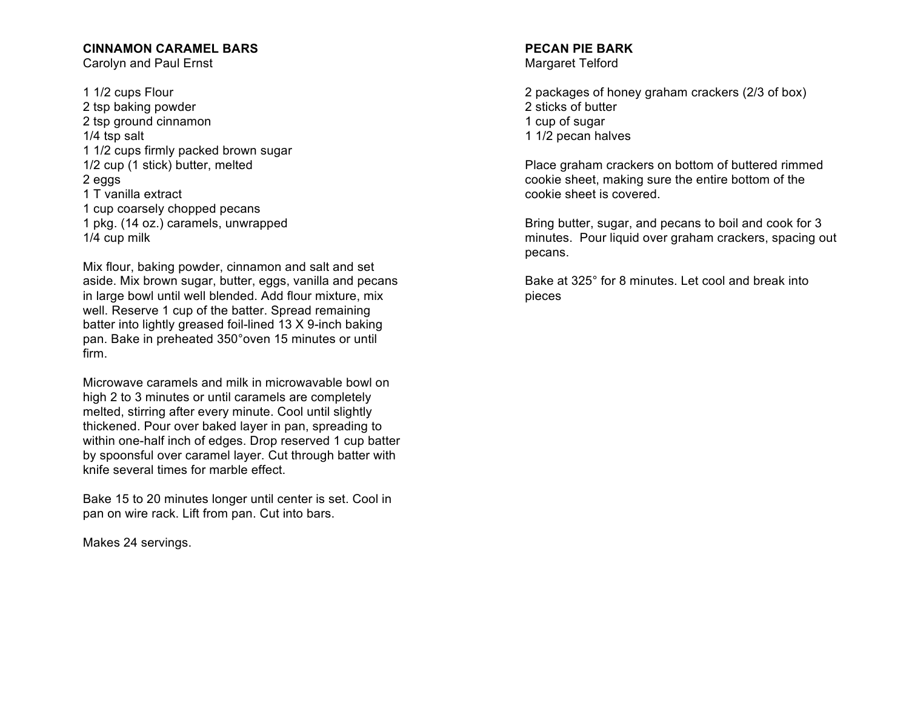## CINNAMON CARAMEL BARS

Carolyn and Paul Ernst

1 1/2 cups Flour
2 tsp baking powder
2 tsp ground cinnamon
1/4 tsp salt
1 1/2 cups firmly packed brown sugar
1/2 cup (1 stick) butter, melted
2 eggs
1 T vanilla extract
1 cup coarsely chopped pecans
1 pkg. (14 oz.) caramels, unwrapped
1/4 cup milk

Mix flour, baking powder, cinnamon and salt and set aside. Mix brown sugar, butter, eggs, vanilla and pecans in large bowl until well blended. Add flour mixture, mix well. Reserve 1 cup of the batter. Spread remaining batter into lightly greased foil-lined 13 X 9-inch baking pan. Bake in preheated 350°oven 15 minutes or until firm.

Microwave caramels and milk in microwavable bowl on high 2 to 3 minutes or until caramels are completely melted, stirring after every minute. Cool until slightly thickened. Pour over baked layer in pan, spreading to within one-half inch of edges. Drop reserved 1 cup batter by spoonsful over caramel layer. Cut through batter with knife several times for marble effect.

Bake 15 to 20 minutes longer until center is set. Cool in pan on wire rack. Lift from pan. Cut into bars.

Makes 24 servings.

## PECAN PIE BARK

Margaret Telford

2 packages of honey graham crackers (2/3 of box)
2 sticks of butter
1 cup of sugar
1 1/2 pecan halves

Place graham crackers on bottom of buttered rimmed cookie sheet, making sure the entire bottom of the cookie sheet is covered.

Bring butter, sugar, and pecans to boil and cook for 3 minutes. Pour liquid over graham crackers, spacing out pecans.

Bake at 325° for 8 minutes. Let cool and break into pieces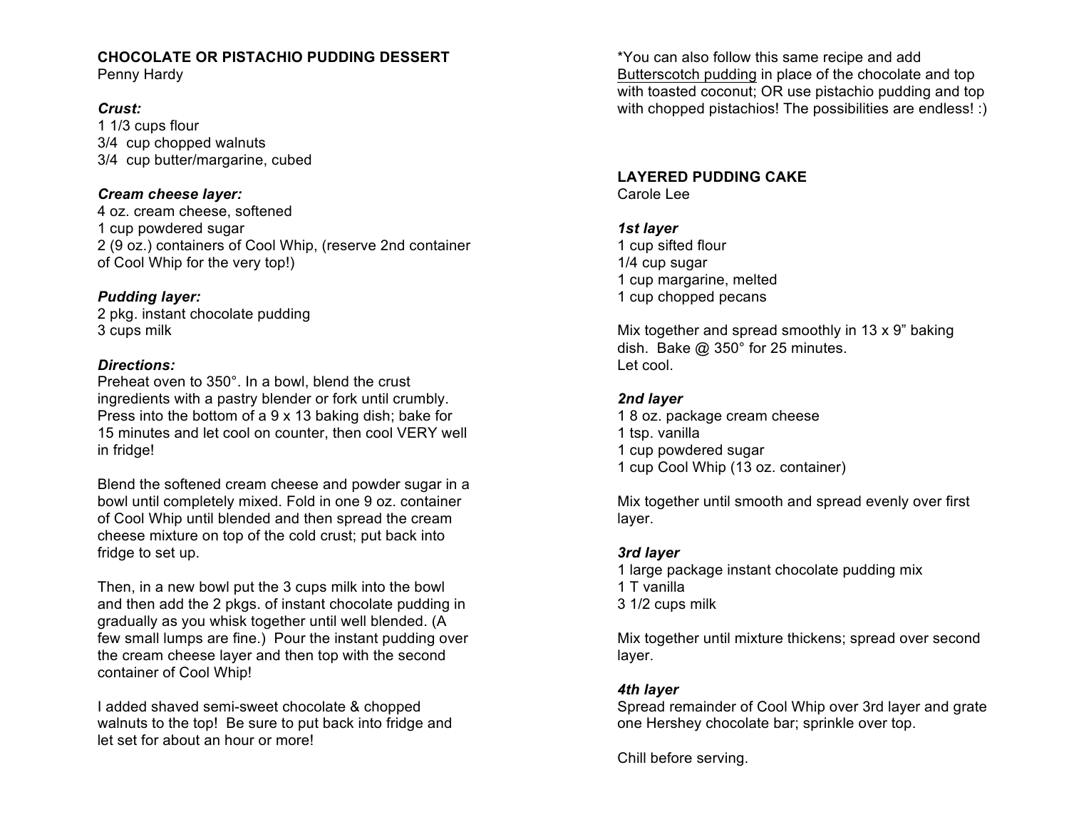## CHOCOLATE OR PISTACHIO PUDDING DESSERT

Penny Hardy

***Crust:***

1 1/3 cups flour
3/4 cup chopped walnuts
3/4 cup butter/margarine, cubed

***Cream cheese layer:***

4 oz. cream cheese, softened
1 cup powdered sugar
2 (9 oz.) containers of Cool Whip, (reserve 2nd container of Cool Whip for the very top!)

***Pudding layer:***

2 pkg. instant chocolate pudding
3 cups milk

***Directions:***

Preheat oven to 350°. In a bowl, blend the crust ingredients with a pastry blender or fork until crumbly. Press into the bottom of a 9 x 13 baking dish; bake for 15 minutes and let cool on counter, then cool VERY well in fridge!

Blend the softened cream cheese and powder sugar in a bowl until completely mixed. Fold in one 9 oz. container of Cool Whip until blended and then spread the cream cheese mixture on top of the cold crust; put back into fridge to set up.

Then, in a new bowl put the 3 cups milk into the bowl and then add the 2 pkgs. of instant chocolate pudding in gradually as you whisk together until well blended. (A few small lumps are fine.) Pour the instant pudding over the cream cheese layer and then top with the second container of Cool Whip!

I added shaved semi-sweet chocolate & chopped walnuts to the top! Be sure to put back into fridge and let set for about an hour or more!

*You can also follow this same recipe and add Butterscotch pudding in place of the chocolate and top with toasted coconut; OR use pistachio pudding and top with chopped pistachios! The possibilities are endless! :)

## LAYERED PUDDING CAKE

Carole Lee

***1st layer***

1 cup sifted flour
1/4 cup sugar
1 cup margarine, melted
1 cup chopped pecans

Mix together and spread smoothly in 13 x 9" baking dish. Bake @ 350° for 25 minutes.
Let cool.

***2nd layer***

1 8 oz. package cream cheese
1 tsp. vanilla
1 cup powdered sugar
1 cup Cool Whip (13 oz. container)

Mix together until smooth and spread evenly over first layer.

***3rd layer***

1 large package instant chocolate pudding mix
1 T vanilla
3 1/2 cups milk

Mix together until mixture thickens; spread over second layer.

***4th layer***

Spread remainder of Cool Whip over 3rd layer and grate one Hershey chocolate bar; sprinkle over top.

Chill before serving.